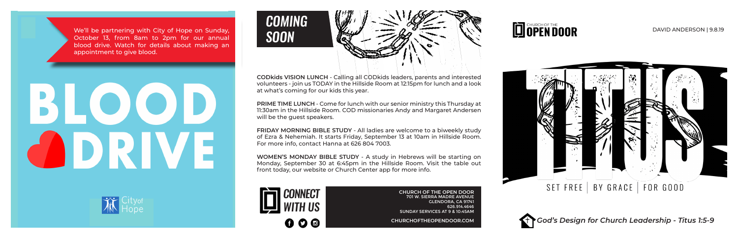We'll be partnering with City of Hope on Sunday, October 13, from 8am to 2pm for our annual blood drive. Watch for details about making an appointment to give blood.

# BLOOD DRIVE

City of Hope

## COMING SOON

**CODkids VISION LUNCH** - Calling all CODkids leaders, parents and interested volunteers - join us TODAY in the Hillside Room at 12:15pm for lunch and a look at what's coming for our kids this year.

**PRIME TIME LUNCH** - Come for lunch with our senior ministry this Thursday at 11:30am in the Hillside Room. COD missionaries Andy and Margaret Andersen will be the guest speakers.

**FRIDAY MORNING BIBLE STUDY** - All ladies are welcome to a biweekly study of Ezra & Nehemiah. It starts Friday, September 13 at 10am in Hillside Room. For more info, contact Hanna at 626 804 7003.

**WOMEN'S MONDAY BIBLE STUDY** - A study in Hebrews will be starting on Monday, September 30 at 6:45pm in the Hillside Room. Visit the table out front today, our website or Church Center app for more info.

## CONNECT WITH US

**CHURCH OF THE OPEN DOOR**
701 W. SIERRA MADRE AVENUE
GLENDORA, CA 91741
626.914.4646
SUNDAY SERVICES AT 9 & 10:45AM

CHURCHOFTHEOPENDOOR.COM

CHURCH OF THE OPEN DOOR

DAVID ANDERSON | 9.8.19

# TITUS

SET FREE | BY GRACE | FOR GOOD

*God's Design for Church Leadership - Titus 1:5-9*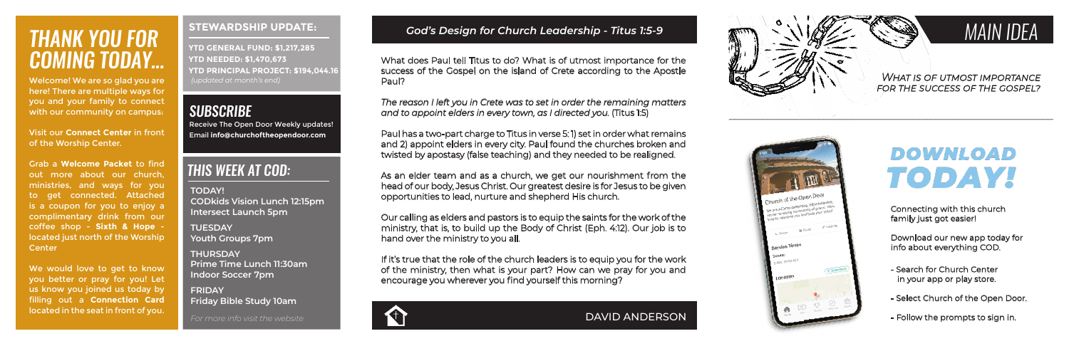# THANK YOU FOR COMING TODAY...

Welcome! We are so glad you are here! There are multiple ways for you and your family to connect with our community on campus:

Visit our **Connect Center** in front of the Worship Center.

Grab a **Welcome Packet** to find out more about our church, ministries, and ways for you to get connected. Attached is a coupon for you to enjoy a complimentary drink from our coffee shop - **Sixth & Hope** - located just north of the Worship Center

We would love to get to know you better or pray for you! Let us know you joined us today by filling out a **Connection Card** located in the seat in front of you.

## STEWARDSHIP UPDATE:

**YTD GENERAL FUND: $1,217,285**
**YTD NEEDED: $1,470,673**
**YTD PRINCIPAL PROJECT: $194,044.16**
*(updated at month's end)*

## SUBSCRIBE

Receive The Open Door Weekly updates!
Email **info@churchoftheopendoor.com**

## THIS WEEK AT COD:

**TODAY!**
CODkids Vision Lunch 12:15pm
Intersect Launch 5pm

**TUESDAY**
Youth Groups 7pm

**THURSDAY**
Prime Time Lunch 11:30am
Indoor Soccer 7pm

**FRIDAY**
Friday Bible Study 10am

*For more info visit the website*

## *God's Design for Church Leadership - Titus 1:5-9*

What does Paul tell Titus to do? What is of utmost importance for the success of the Gospel on the island of Crete according to the Apostle Paul?

*The reason I left you in Crete was to set in order the remaining matters and to appoint elders in every town, as I directed you.* (Titus 1:5)

Paul has a two-part charge to Titus in verse 5: 1) set in order what remains and 2) appoint elders in every city. Paul found the churches broken and twisted by apostasy (false teaching) and they needed to be realigned.

As an elder team and as a church, we get our nourishment from the head of our body, Jesus Christ. Our greatest desire is for Jesus to be given opportunities to lead, nurture and shepherd His church.

Our calling as elders and pastors is to equip the saints for the work of the ministry, that is, to build up the Body of Christ (Eph. 4:12). Our job is to hand over the ministry to you all.

If it's true that the role of the church leaders is to equip you for the work of the ministry, then what is your part? How can we pray for you and encourage you wherever you find yourself this morning?

DAVID ANDERSON

# MAIN IDEA

*WHAT IS OF UTMOST IMPORTANCE FOR THE SUCCESS OF THE GOSPEL?*

# DOWNLOAD TODAY!

Connecting with this church family just got easier!

Download our new app today for info about everything COD.

- Search for Church Center in your app or play store.
- Select Church of the Open Door.
- Follow the prompts to sign in.